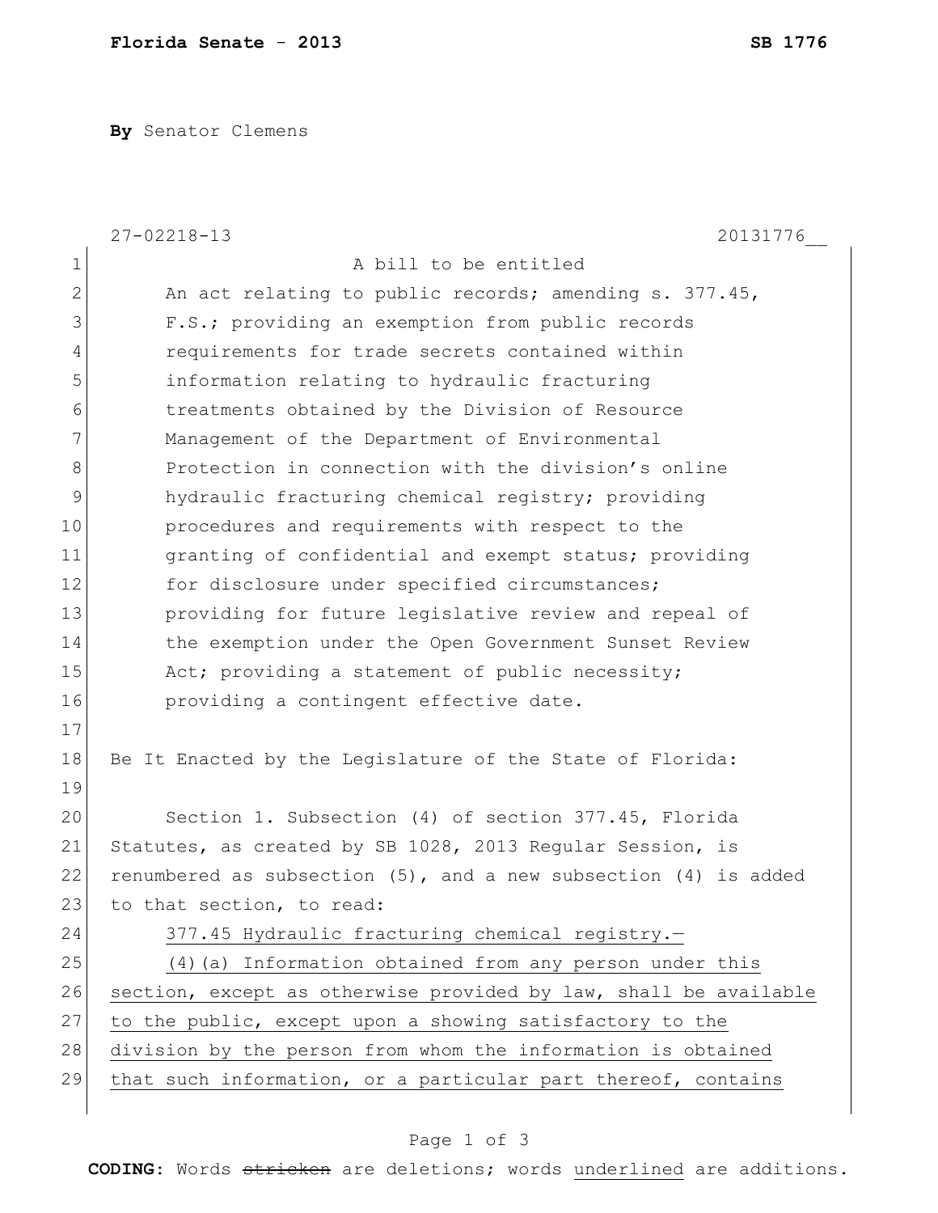**By** Senator Clemens

27-02218-13 20131776__

A bill to be entitled

An act relating to public records; amending s. 377.45, F.S.; providing an exemption from public records requirements for trade secrets contained within information relating to hydraulic fracturing treatments obtained by the Division of Resource Management of the Department of Environmental Protection in connection with the division's online hydraulic fracturing chemical registry; providing procedures and requirements with respect to the granting of confidential and exempt status; providing for disclosure under specified circumstances; providing for future legislative review and repeal of the exemption under the Open Government Sunset Review Act; providing a statement of public necessity; providing a contingent effective date.

Be It Enacted by the Legislature of the State of Florida:

Section 1. Subsection (4) of section 377.45, Florida Statutes, as created by SB 1028, 2013 Regular Session, is renumbered as subsection (5), and a new subsection (4) is added to that section, to read:

377.45 Hydraulic fracturing chemical registry.—

<u>(4)(a) Information obtained from any person under this section, except as otherwise provided by law, shall be available to the public, except upon a showing satisfactory to the division by the person from whom the information is obtained that such information, or a particular part thereof, contains</u>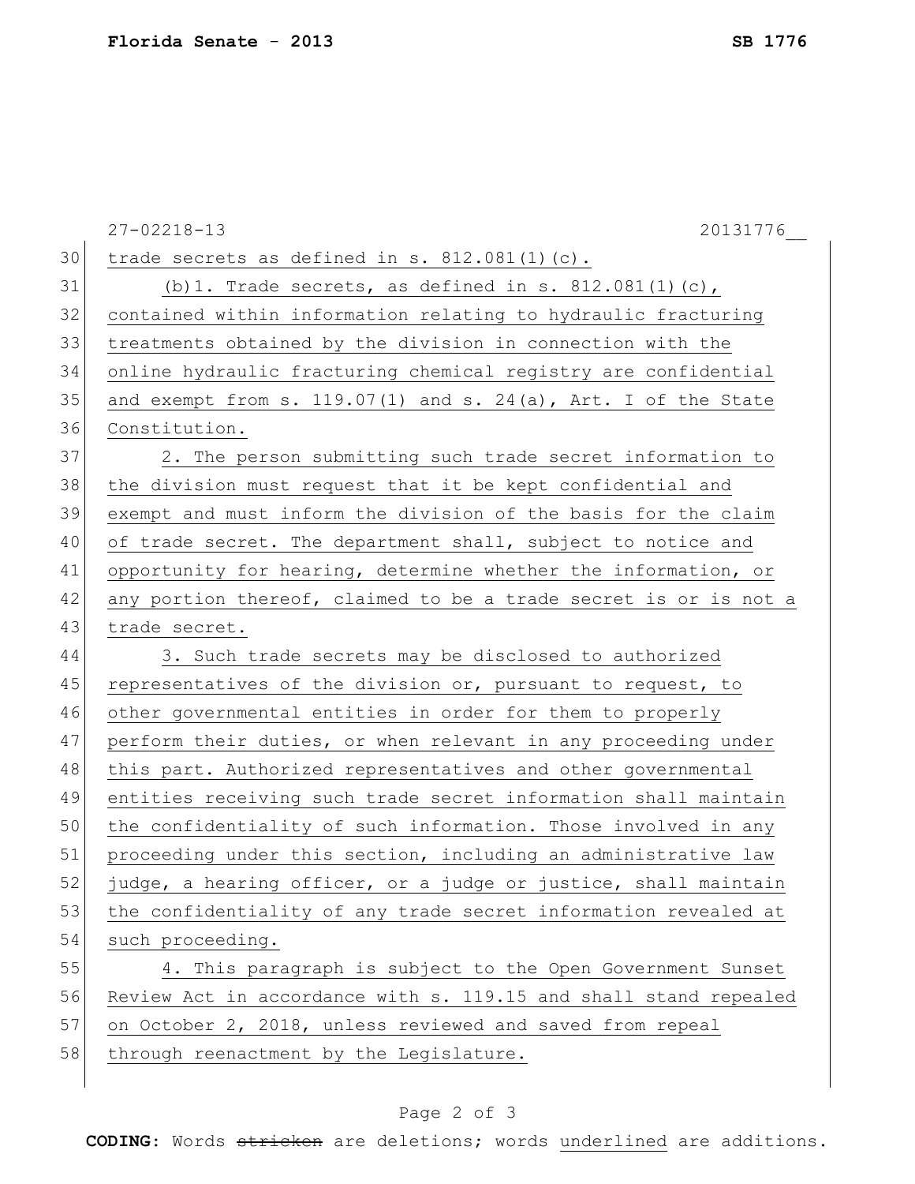trade secrets as defined in s. 812.081(1)(c).

(b)1. Trade secrets, as defined in s. 812.081(1)(c), contained within information relating to hydraulic fracturing treatments obtained by the division in connection with the online hydraulic fracturing chemical registry are confidential and exempt from s. 119.07(1) and s. 24(a), Art. I of the State Constitution.

2. The person submitting such trade secret information to the division must request that it be kept confidential and exempt and must inform the division of the basis for the claim of trade secret. The department shall, subject to notice and opportunity for hearing, determine whether the information, or any portion thereof, claimed to be a trade secret is or is not a trade secret.

3. Such trade secrets may be disclosed to authorized representatives of the division or, pursuant to request, to other governmental entities in order for them to properly perform their duties, or when relevant in any proceeding under this part. Authorized representatives and other governmental entities receiving such trade secret information shall maintain the confidentiality of such information. Those involved in any proceeding under this section, including an administrative law judge, a hearing officer, or a judge or justice, shall maintain the confidentiality of any trade secret information revealed at such proceeding.

4. This paragraph is subject to the Open Government Sunset Review Act in accordance with s. 119.15 and shall stand repealed on October 2, 2018, unless reviewed and saved from repeal through reenactment by the Legislature.

**CODING:** Words ~~stricken~~ are deletions; words underlined are additions.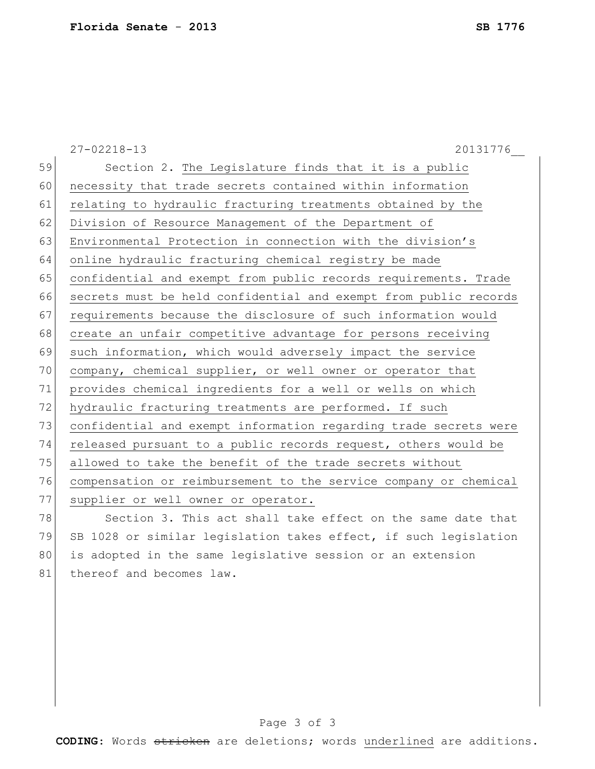27-02218-13 20131776__

Section 2. The Legislature finds that it is a public necessity that trade secrets contained within information relating to hydraulic fracturing treatments obtained by the Division of Resource Management of the Department of Environmental Protection in connection with the division's online hydraulic fracturing chemical registry be made confidential and exempt from public records requirements. Trade secrets must be held confidential and exempt from public records requirements because the disclosure of such information would create an unfair competitive advantage for persons receiving such information, which would adversely impact the service company, chemical supplier, or well owner or operator that provides chemical ingredients for a well or wells on which hydraulic fracturing treatments are performed. If such confidential and exempt information regarding trade secrets were released pursuant to a public records request, others would be allowed to take the benefit of the trade secrets without compensation or reimbursement to the service company or chemical supplier or well owner or operator.

Section 3. This act shall take effect on the same date that SB 1028 or similar legislation takes effect, if such legislation is adopted in the same legislative session or an extension thereof and becomes law.

**CODING:** Words ~~stricken~~ are deletions; words underlined are additions.